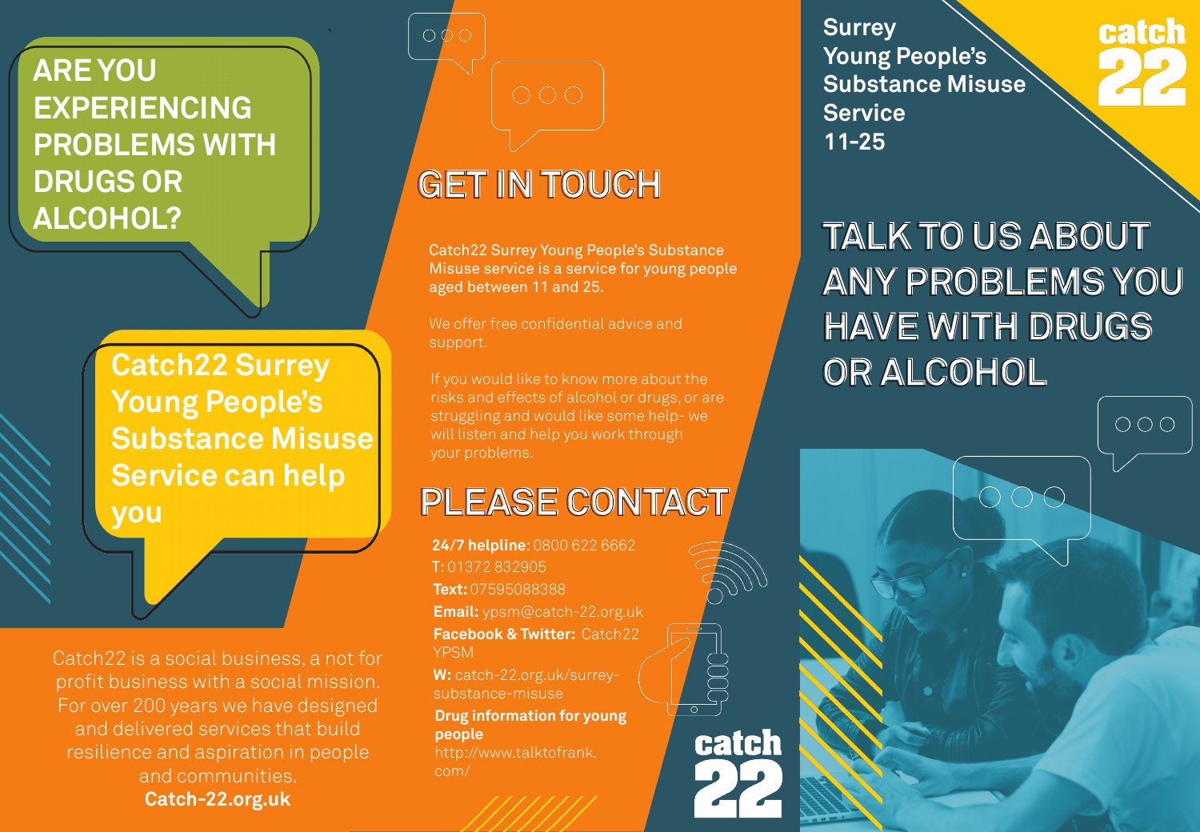# ARE YOU EXPERIENCING PROBLEMS WITH DRUGS OR ALCOHOL?

**Catch22 Surrey Young People's Substance Misuse Service can help you**

Catch22 is a social business, a not for profit business with a social mission. For over 200 years we have designed and delivered services that build resilience and aspiration in people and communities.

**Catch-22.org.uk**

## GET IN TOUCH

Catch22 Surrey Young People's Substance Misuse service is a service for young people aged between 11 and 25.

We offer free confidential advice and support.

If you would like to know more about the risks and effects of alcohol or drugs, or are struggling and would like some help- we will listen and help you work through your problems.

## PLEASE CONTACT

**24/7 helpline:** 0800 622 6662
**T:** 01372 832905
**Text:** 07595088388
**Email:** ypsm@catch-22.org.uk
**Facebook & Twitter:** Catch22 YPSM
**W:** catch-22.org.uk/surrey-substance-misuse

**Drug information for young people**
http://www.talktofrank.com/

catch 22

**Surrey Young People's Substance Misuse Service 11-25**

catch 22

# TALK TO US ABOUT ANY PROBLEMS YOU HAVE WITH DRUGS OR ALCOHOL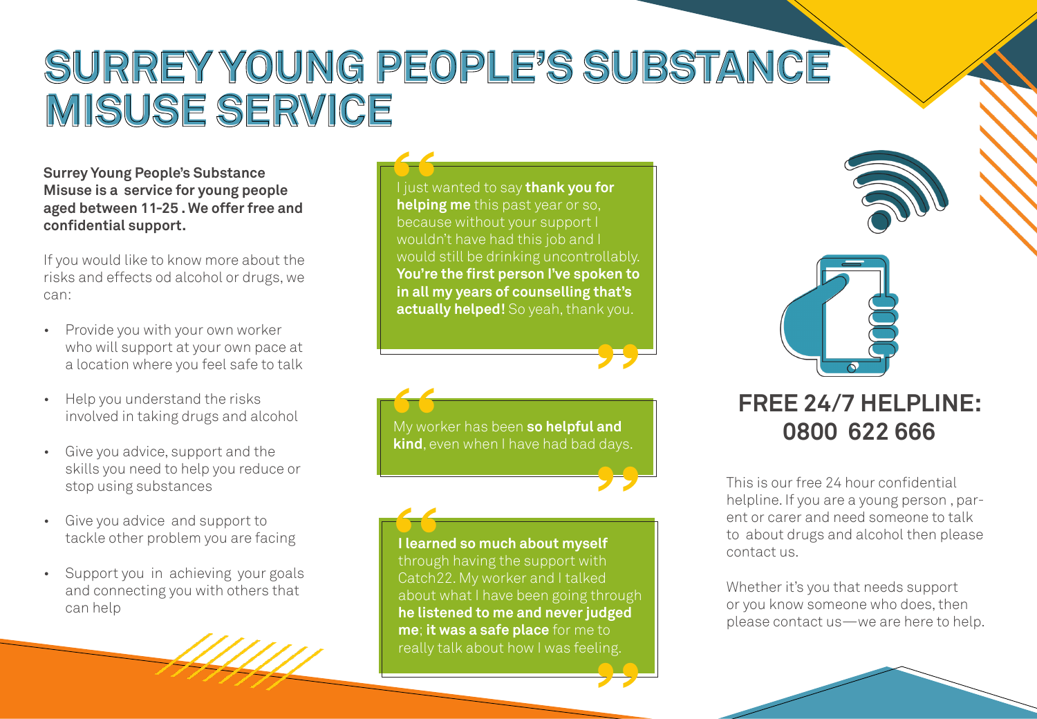# SURREY YOUNG PEOPLE'S SUBSTANCE MISUSE SERVICE

**Surrey Young People's Substance Misuse is a service for young people aged between 11-25 . We offer free and confidential support.**

If you would like to know more about the risks and effects od alcohol or drugs, we can:

- Provide you with your own worker who will support at your own pace at a location where you feel safe to talk
- Help you understand the risks involved in taking drugs and alcohol
- Give you advice, support and the skills you need to help you reduce or stop using substances
- Give you advice and support to tackle other problem you are facing
- Support you in achieving your goals and connecting you with others that can help

> I just wanted to say **thank you for helping me** this past year or so, because without your support I wouldn't have had this job and I would still be drinking uncontrollably. **You're the first person I've spoken to in all my years of counselling that's actually helped!** So yeah, thank you.

> My worker has been **so helpful and kind**, even when I have had bad days.

> **I learned so much about myself** through having the support with Catch22. My worker and I talked about what I have been going through **he listened to me and never judged me**; **it was a safe place** for me to really talk about how I was feeling.

## FREE 24/7 HELPLINE: 0800 622 666

This is our free 24 hour confidential helpline. If you are a young person , parent or carer and need someone to talk to about drugs and alcohol then please contact us.

Whether it's you that needs support or you know someone who does, then please contact us—we are here to help.